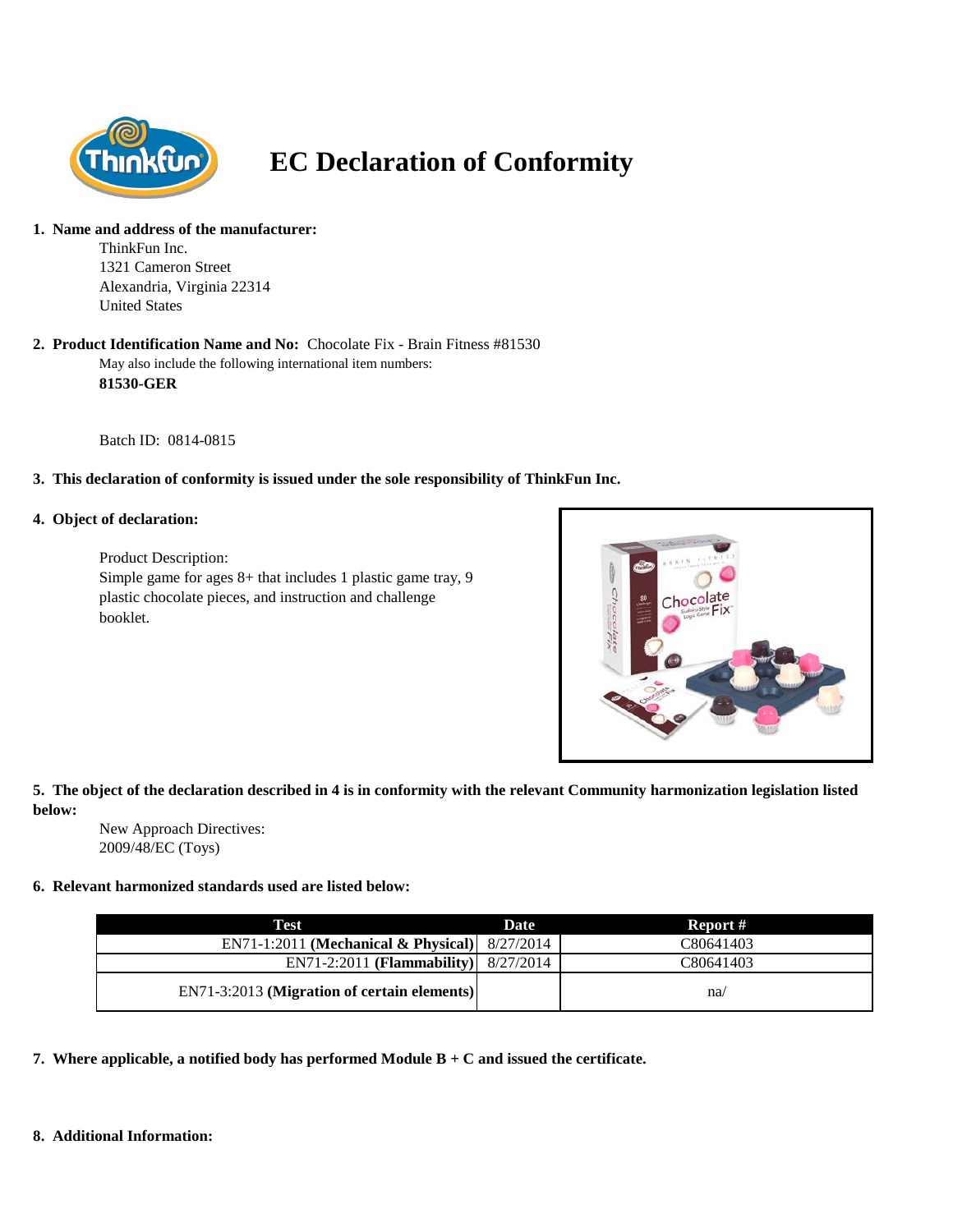# EC Declaration of Conformity

**1. Name and address of the manufacturer:**

ThinkFun Inc.
1321 Cameron Street
Alexandria, Virginia 22314
United States

**2. Product Identification Name and No:** Chocolate Fix - Brain Fitness #81530

May also include the following international item numbers:

**81530-GER**

Batch ID: 0814-0815

**3. This declaration of conformity is issued under the sole responsibility of ThinkFun Inc.**

**4. Object of declaration:**

Product Description:
Simple game for ages 8+ that includes 1 plastic game tray, 9 plastic chocolate pieces, and instruction and challenge booklet.

**5. The object of the declaration described in 4 is in conformity with the relevant Community harmonization legislation listed below:**

New Approach Directives:
2009/48/EC (Toys)

**6. Relevant harmonized standards used are listed below:**

| Test | Date | Report # |
|---|---|---|
| EN71-1:2011 **(Mechanical & Physical)** | 8/27/2014 | C80641403 |
| EN71-2:2011 **(Flammability)** | 8/27/2014 | C80641403 |
| EN71-3:2013 **(Migration of certain elements)** | | na/ |

**7. Where applicable, a notified body has performed Module B + C and issued the certificate.**

**8. Additional Information:**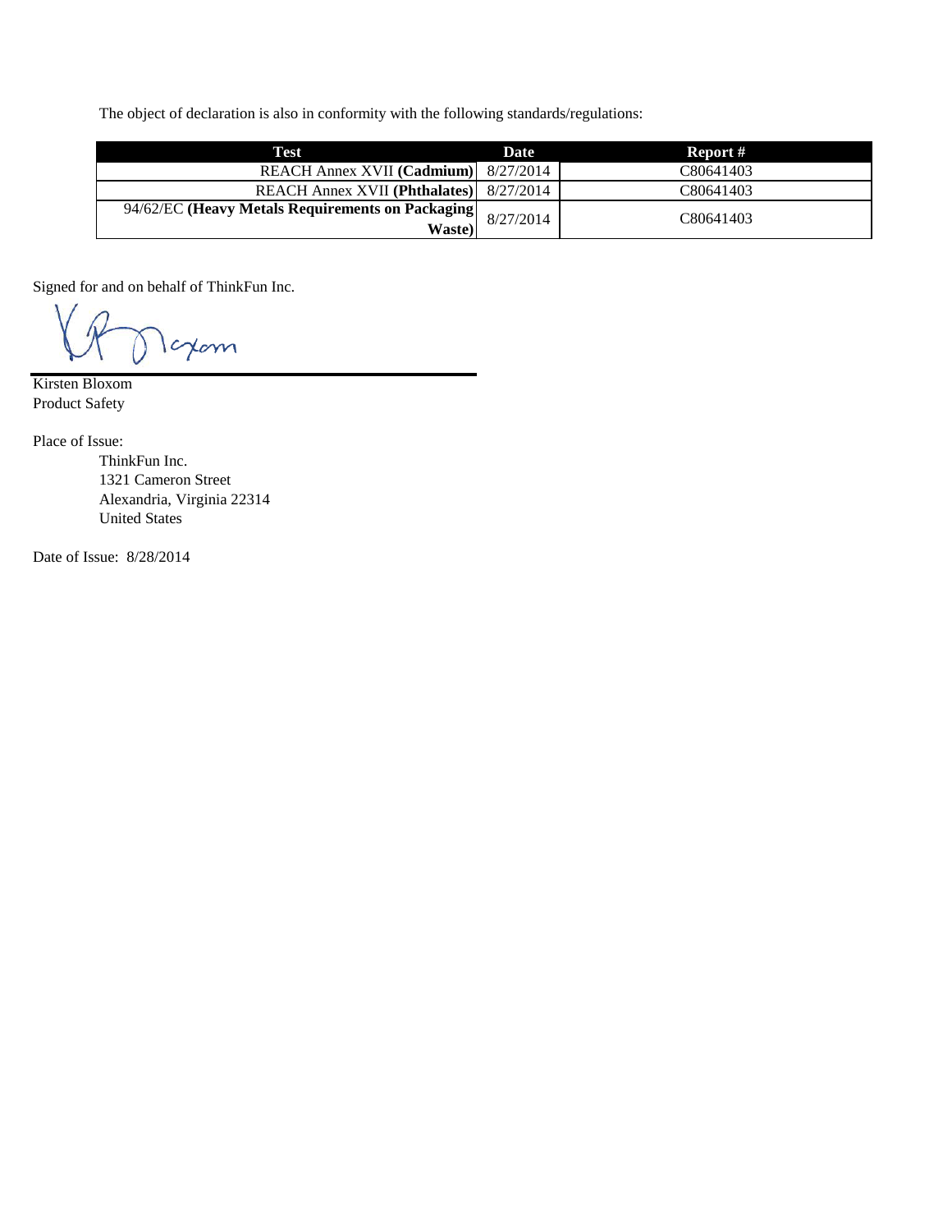The object of declaration is also in conformity with the following standards/regulations:

| Test | Date | Report # |
| --- | --- | --- |
| REACH Annex XVII **(Cadmium)** | 8/27/2014 | C80641403 |
| REACH Annex XVII **(Phthalates)** | 8/27/2014 | C80641403 |
| 94/62/EC **(Heavy Metals Requirements on Packaging Waste)** | 8/27/2014 | C80641403 |

Signed for and on behalf of ThinkFun Inc.

Kirsten Bloxom
Product Safety

Place of Issue:

ThinkFun Inc.
1321 Cameron Street
Alexandria, Virginia 22314
United States

Date of Issue: 8/28/2014